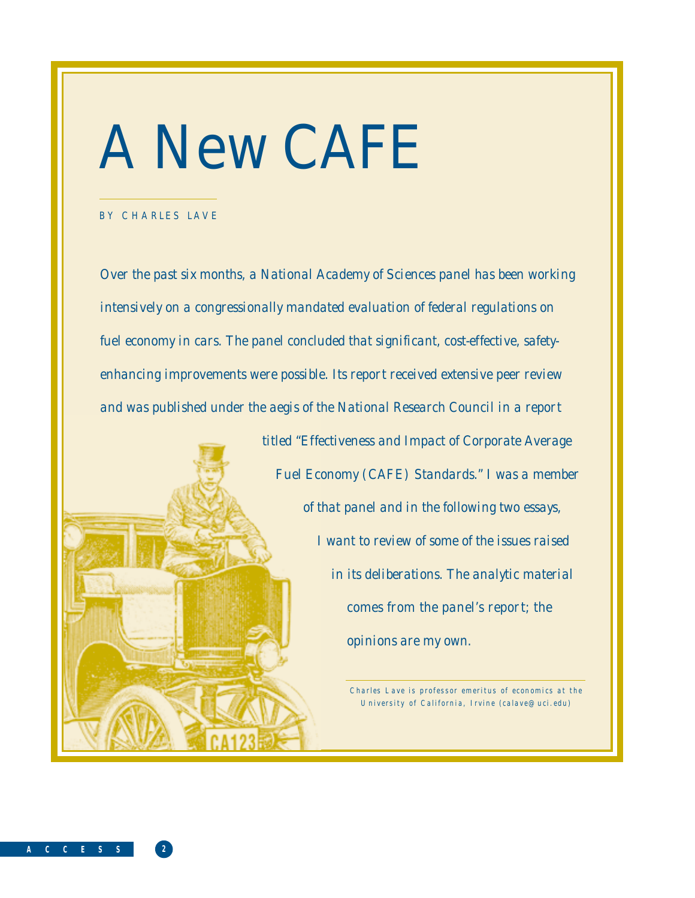# A New CAFE

BY CHARLES LAVE

*Over the past six months, a National Academy of Sciences panel has been working intensively on a congressionally mandated evaluation of federal regulations on fuel economy in cars. The panel concluded that significant, cost-effective, safety-enhancing improvements were possible. Its report received extensive peer review and was published under the aegis of the National Research Council in a report titled "Effectiveness and Impact of Corporate Average Fuel Economy (CAFE) Standards." I was a member of that panel and in the following two essays, I want to review of some of the issues raised in its deliberations. The analytic material comes from the panel's report; the opinions are my own.*

Charles Lave is professor emeritus of economics at the University of California, Irvine (calave@uci.edu)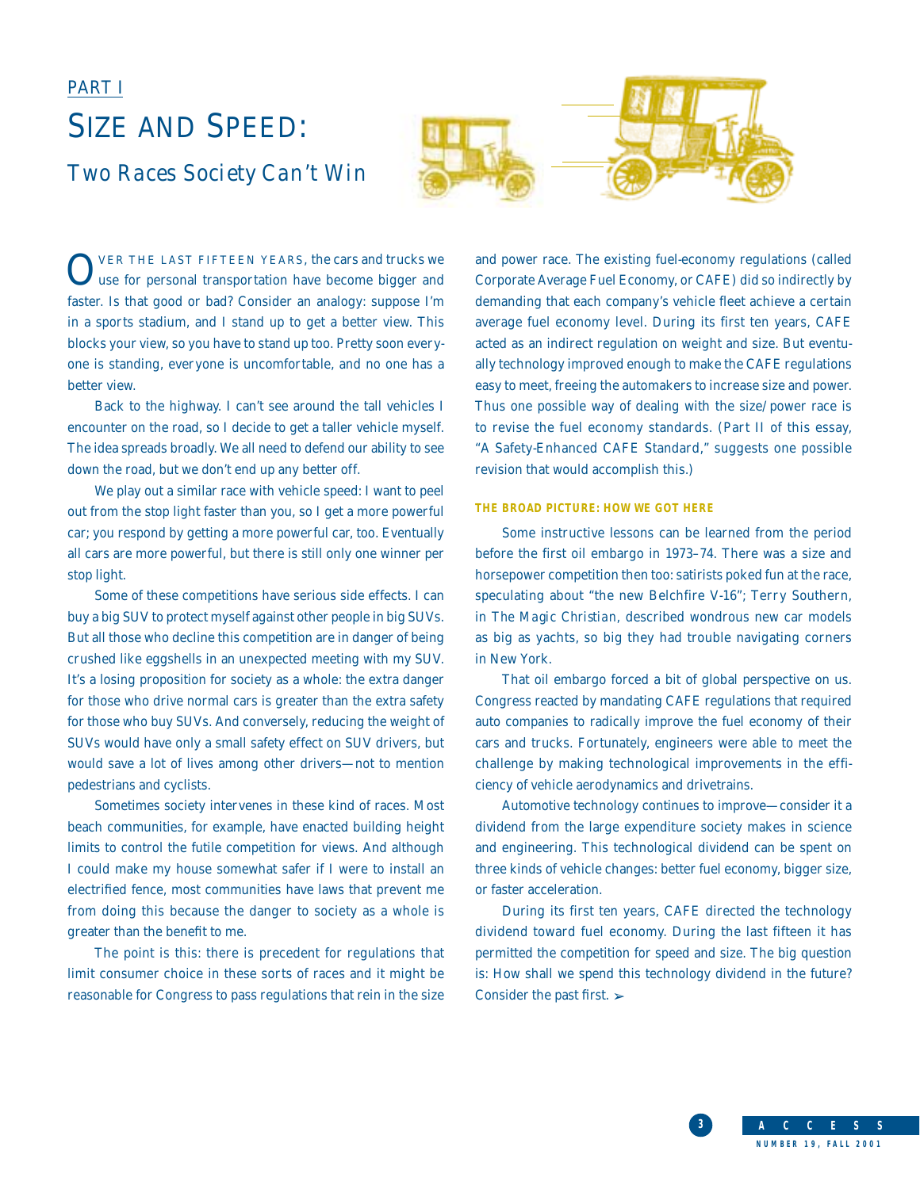## PART I

# SIZE AND SPEED:

## Two Races Society Can't Win

OVER THE LAST FIFTEEN YEARS, the cars and trucks we use for personal transportation have become bigger and faster. Is that good or bad? Consider an analogy: suppose I'm in a sports stadium, and I stand up to get a better view. This blocks your view, so you have to stand up too. Pretty soon everyone is standing, everyone is uncomfortable, and no one has a better view.

Back to the highway. I can't see around the tall vehicles I encounter on the road, so I decide to get a taller vehicle myself. The idea spreads broadly. We all need to defend our ability to see down the road, but we don't end up any better off.

We play out a similar race with vehicle speed: I want to peel out from the stop light faster than you, so I get a more powerful car; you respond by getting a more powerful car, too. Eventually all cars are more powerful, but there is still only one winner per stop light.

Some of these competitions have serious side effects. I can buy a big SUV to protect myself against other people in big SUVs. But all those who decline this competition are in danger of being crushed like eggshells in an unexpected meeting with my SUV. It's a losing proposition for society as a whole: the extra danger for those who drive normal cars is greater than the extra safety for those who buy SUVs. And conversely, reducing the weight of SUVs would have only a small safety effect on SUV drivers, but would save a lot of lives among other drivers—not to mention pedestrians and cyclists.

Sometimes society intervenes in these kind of races. Most beach communities, for example, have enacted building height limits to control the futile competition for views. And although I could make my house somewhat safer if I were to install an electrified fence, most communities have laws that prevent me from doing this because the danger to society as a whole is greater than the benefit to me.

The point is this: there is precedent for regulations that limit consumer choice in these sorts of races and it might be reasonable for Congress to pass regulations that rein in the size and power race. The existing fuel-economy regulations (called Corporate Average Fuel Economy, or CAFE) did so indirectly by demanding that each company's vehicle fleet achieve a certain average fuel economy level. During its first ten years, CAFE acted as an indirect regulation on weight and size. But eventually technology improved enough to make the CAFE regulations easy to meet, freeing the automakers to increase size and power. Thus one possible way of dealing with the size/power race is to revise the fuel economy standards. (Part II of this essay, "A Safety-Enhanced CAFE Standard," suggests one possible revision that would accomplish this.)

### THE BROAD PICTURE: HOW WE GOT HERE

Some instructive lessons can be learned from the period before the first oil embargo in 1973–74. There was a size and horsepower competition then too: satirists poked fun at the race, speculating about "the new Belchfire V-16"; Terry Southern, in *The Magic Christian*, described wondrous new car models as big as yachts, so big they had trouble navigating corners in New York.

That oil embargo forced a bit of global perspective on us. Congress reacted by mandating CAFE regulations that required auto companies to radically improve the fuel economy of their cars and trucks. Fortunately, engineers were able to meet the challenge by making technological improvements in the efficiency of vehicle aerodynamics and drivetrains.

Automotive technology continues to improve—consider it a dividend from the large expenditure society makes in science and engineering. This technological dividend can be spent on three kinds of vehicle changes: better fuel economy, bigger size, or faster acceleration.

During its first ten years, CAFE directed the technology dividend toward fuel economy. During the last fifteen it has permitted the competition for speed and size. The big question is: How shall we spend this technology dividend in the future? Consider the past first. ➢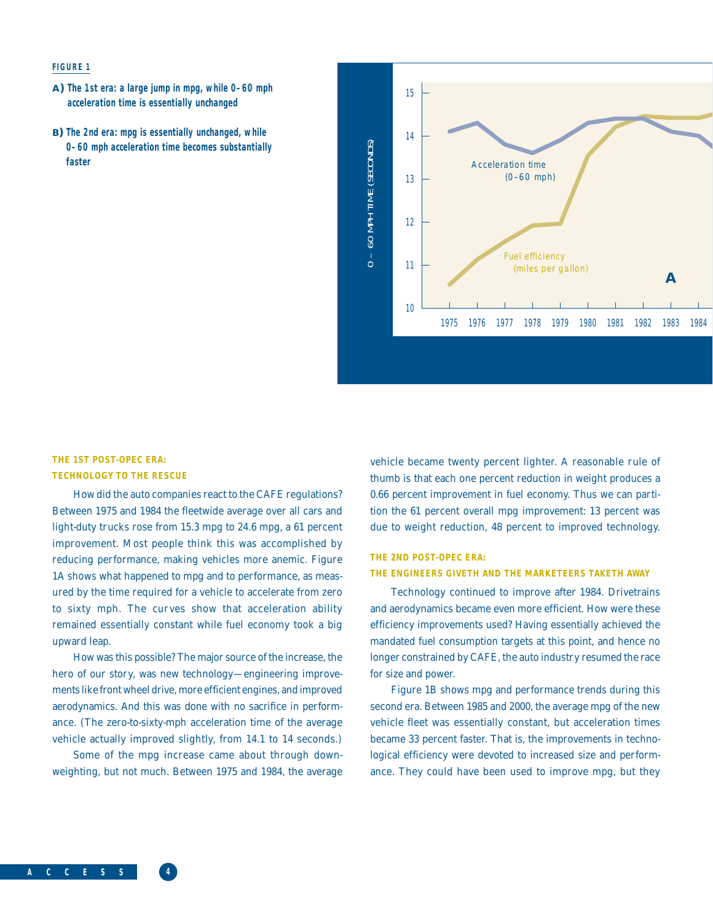**FIGURE 1**

**A) The 1st era: a large jump in mpg, while 0–60 mph acceleration time is essentially unchanged**

**B) The 2nd era: mpg is essentially unchanged, while 0–60 mph acceleration time becomes substantially faster**

### THE 1ST POST-OPEC ERA: TECHNOLOGY TO THE RESCUE

How did the auto companies react to the CAFE regulations? Between 1975 and 1984 the fleetwide average over all cars and light-duty trucks rose from 15.3 mpg to 24.6 mpg, a 61 percent improvement. Most people think this was accomplished by reducing performance, making vehicles more anemic. Figure 1A shows what happened to mpg and to performance, as measured by the time required for a vehicle to accelerate from zero to sixty mph. The curves show that acceleration ability remained essentially constant while fuel economy took a big upward leap.

How was this possible? The major source of the increase, the hero of our story, was new technology—engineering improvements like front wheel drive, more efficient engines, and improved aerodynamics. And this was done with no sacrifice in performance. (The zero-to-sixty-mph acceleration time of the average vehicle actually improved slightly, from 14.1 to 14 seconds.)

Some of the mpg increase came about through downweighting, but not much. Between 1975 and 1984, the average vehicle became twenty percent lighter. A reasonable rule of thumb is that each one percent reduction in weight produces a 0.66 percent improvement in fuel economy. Thus we can partition the 61 percent overall mpg improvement: 13 percent was due to weight reduction, 48 percent to improved technology.

### THE 2ND POST-OPEC ERA: THE ENGINEERS GIVETH AND THE MARKETEERS TAKETH AWAY

Technology continued to improve after 1984. Drivetrains and aerodynamics became even more efficient. How were these efficiency improvements used? Having essentially achieved the mandated fuel consumption targets at this point, and hence no longer constrained by CAFE, the auto industry resumed the race for size and power.

Figure 1B shows mpg and performance trends during this second era. Between 1985 and 2000, the average mpg of the new vehicle fleet was essentially constant, but acceleration times became 33 percent faster. That is, the improvements in technological efficiency were devoted to increased size and performance. They could have been used to improve mpg, but they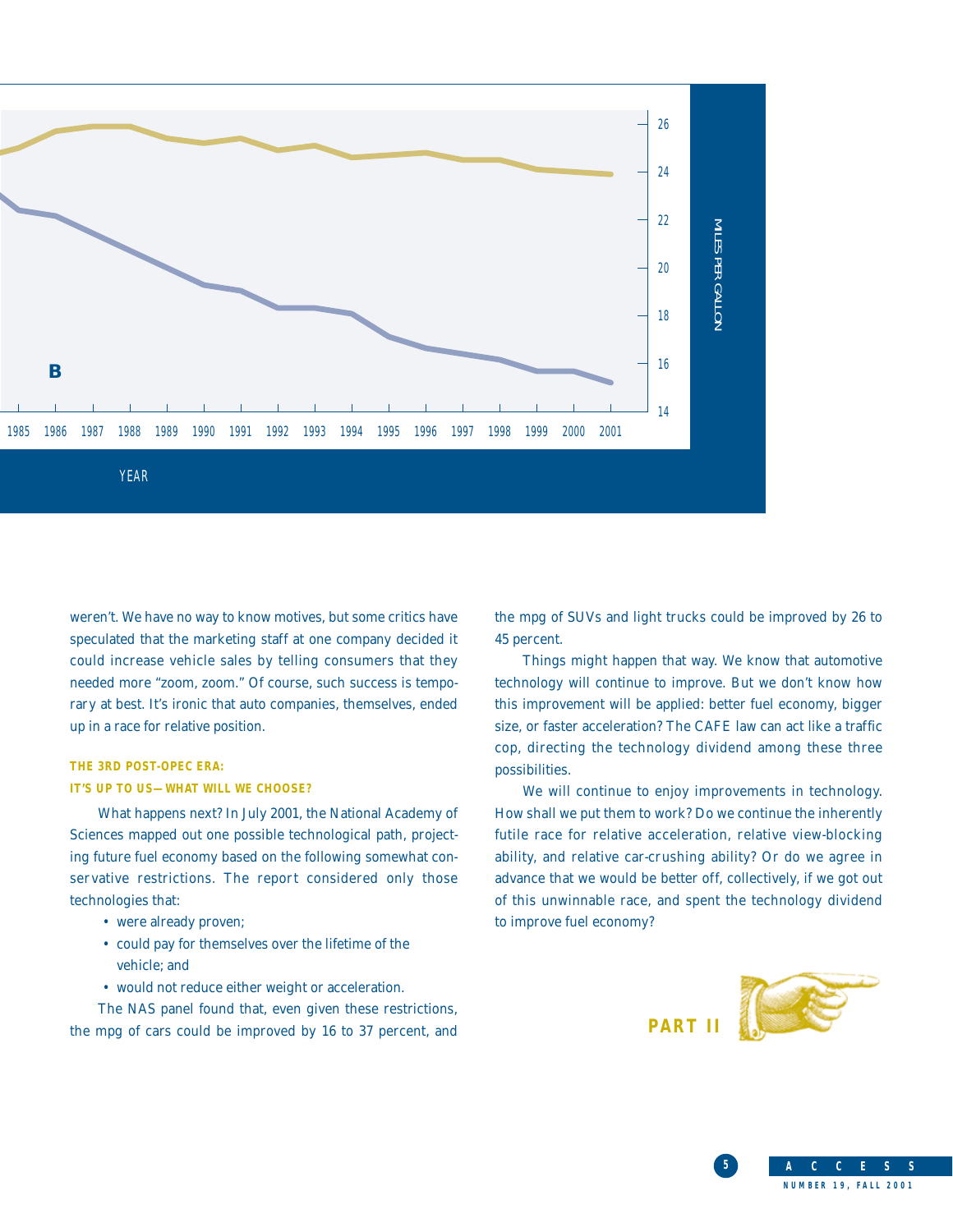B

MILES PER GALLON

YEAR

weren't. We have no way to know motives, but some critics have speculated that the marketing staff at one company decided it could increase vehicle sales by telling consumers that they needed more "zoom, zoom." Of course, such success is temporary at best. It's ironic that auto companies, themselves, ended up in a race for relative position.

### THE 3RD POST-OPEC ERA: IT'S UP TO US—WHAT WILL WE CHOOSE?

What happens next? In July 2001, the National Academy of Sciences mapped out one possible technological path, projecting future fuel economy based on the following somewhat conservative restrictions. The report considered only those technologies that:

- were already proven;
- could pay for themselves over the lifetime of the vehicle; and
- would not reduce either weight or acceleration.

The NAS panel found that, even given these restrictions, the mpg of cars could be improved by 16 to 37 percent, and the mpg of SUVs and light trucks could be improved by 26 to 45 percent.

Things might happen that way. We know that automotive technology will continue to improve. But we don't know how this improvement will be applied: better fuel economy, bigger size, or faster acceleration? The CAFE law can act like a traffic cop, directing the technology dividend among these three possibilities.

We will continue to enjoy improvements in technology. How shall we put them to work? Do we continue the inherently futile race for relative acceleration, relative view-blocking ability, and relative car-crushing ability? Or do we agree in advance that we would be better off, collectively, if we got out of this unwinnable race, and spent the technology dividend to improve fuel economy?

**PART II**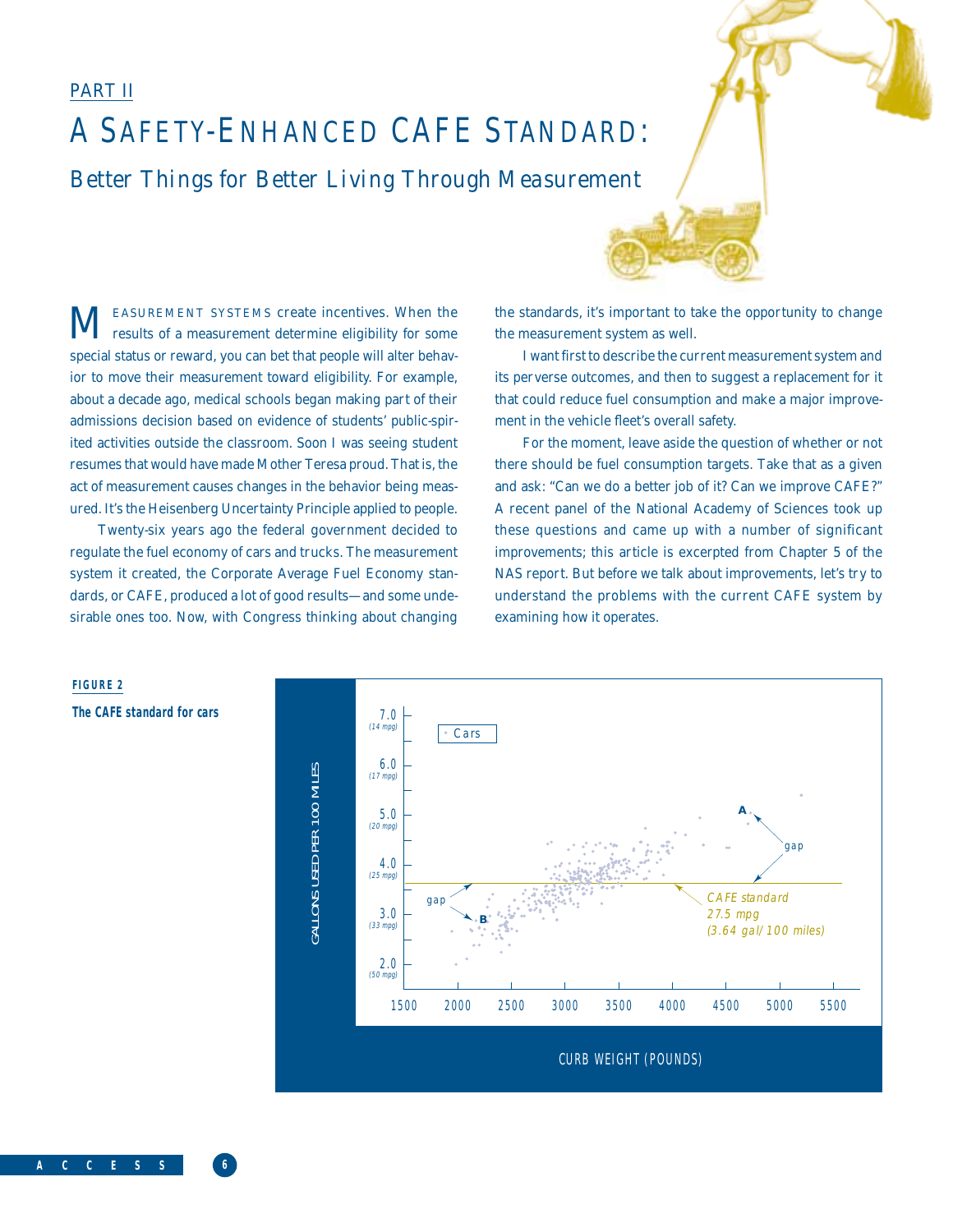PART II

# A SAFETY-ENHANCED CAFE STANDARD:

## Better Things for Better Living Through Measurement

MEASUREMENT SYSTEMS create incentives. When the results of a measurement determine eligibility for some special status or reward, you can bet that people will alter behavior to move their measurement toward eligibility. For example, about a decade ago, medical schools began making part of their admissions decision based on evidence of students' public-spirited activities outside the classroom. Soon I was seeing student resumes that would have made Mother Teresa proud. That is, the act of measurement causes changes in the behavior being measured. It's the Heisenberg Uncertainty Principle applied to people.

Twenty-six years ago the federal government decided to regulate the fuel economy of cars and trucks. The measurement system it created, the Corporate Average Fuel Economy standards, or CAFE, produced a lot of good results—and some undesirable ones too. Now, with Congress thinking about changing the standards, it's important to take the opportunity to change the measurement system as well.

I want first to describe the current measurement system and its perverse outcomes, and then to suggest a replacement for it that could reduce fuel consumption and make a major improvement in the vehicle fleet's overall safety.

For the moment, leave aside the question of whether or not there should be fuel consumption targets. Take that as a given and ask: "Can we do a better job of it? Can we improve CAFE?" A recent panel of the National Academy of Sciences took up these questions and came up with a number of significant improvements; this article is excerpted from Chapter 5 of the NAS report. But before we talk about improvements, let's try to understand the problems with the current CAFE system by examining how it operates.

**FIGURE 2**

**The CAFE standard for cars**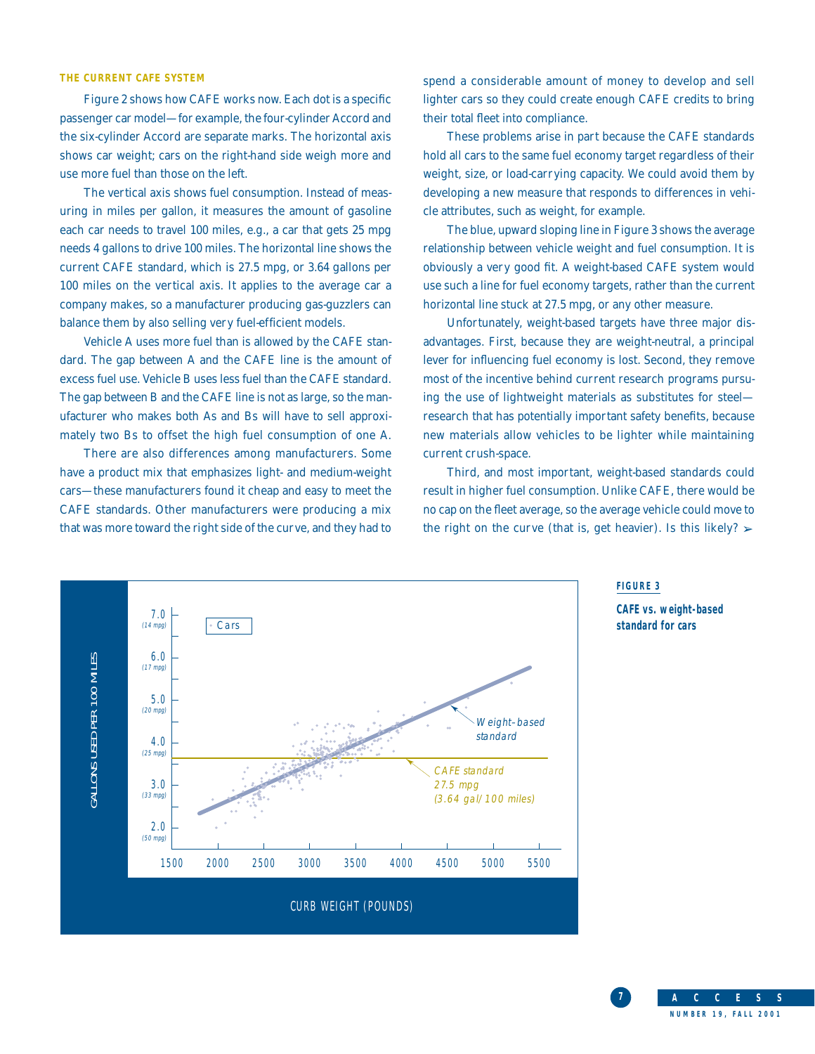### THE CURRENT CAFE SYSTEM

Figure 2 shows how CAFE works now. Each dot is a specific passenger car model—for example, the four-cylinder Accord and the six-cylinder Accord are separate marks. The horizontal axis shows car weight; cars on the right-hand side weigh more and use more fuel than those on the left.

The vertical axis shows fuel consumption. Instead of measuring in miles per gallon, it measures the amount of gasoline each car needs to travel 100 miles, e.g., a car that gets 25 mpg needs 4 gallons to drive 100 miles. The horizontal line shows the current CAFE standard, which is 27.5 mpg, or 3.64 gallons per 100 miles on the vertical axis. It applies to the average car a company makes, so a manufacturer producing gas-guzzlers can balance them by also selling very fuel-efficient models.

Vehicle A uses more fuel than is allowed by the CAFE standard. The gap between A and the CAFE line is the amount of excess fuel use. Vehicle B uses less fuel than the CAFE standard. The gap between B and the CAFE line is not as large, so the manufacturer who makes both As and Bs will have to sell approximately two Bs to offset the high fuel consumption of one A.

There are also differences among manufacturers. Some have a product mix that emphasizes light- and medium-weight cars—these manufacturers found it cheap and easy to meet the CAFE standards. Other manufacturers were producing a mix that was more toward the right side of the curve, and they had to spend a considerable amount of money to develop and sell lighter cars so they could create enough CAFE credits to bring their total fleet into compliance.

These problems arise in part because the CAFE standards hold all cars to the same fuel economy target regardless of their weight, size, or load-carrying capacity. We could avoid them by developing a new measure that responds to differences in vehicle attributes, such as weight, for example.

The blue, upward sloping line in Figure 3 shows the average relationship between vehicle weight and fuel consumption. It is obviously a very good fit. A weight-based CAFE system would use such a line for fuel economy targets, rather than the current horizontal line stuck at 27.5 mpg, or any other measure.

Unfortunately, weight-based targets have three major disadvantages. First, because they are weight-neutral, a principal lever for influencing fuel economy is lost. Second, they remove most of the incentive behind current research programs pursuing the use of lightweight materials as substitutes for steel—research that has potentially important safety benefits, because new materials allow vehicles to be lighter while maintaining current crush-space.

Third, and most important, weight-based standards could result in higher fuel consumption. Unlike CAFE, there would be no cap on the fleet average, so the average vehicle could move to the right on the curve (that is, get heavier). Is this likely? ➢

**FIGURE 3**

**CAFE vs. weight-based standard for cars**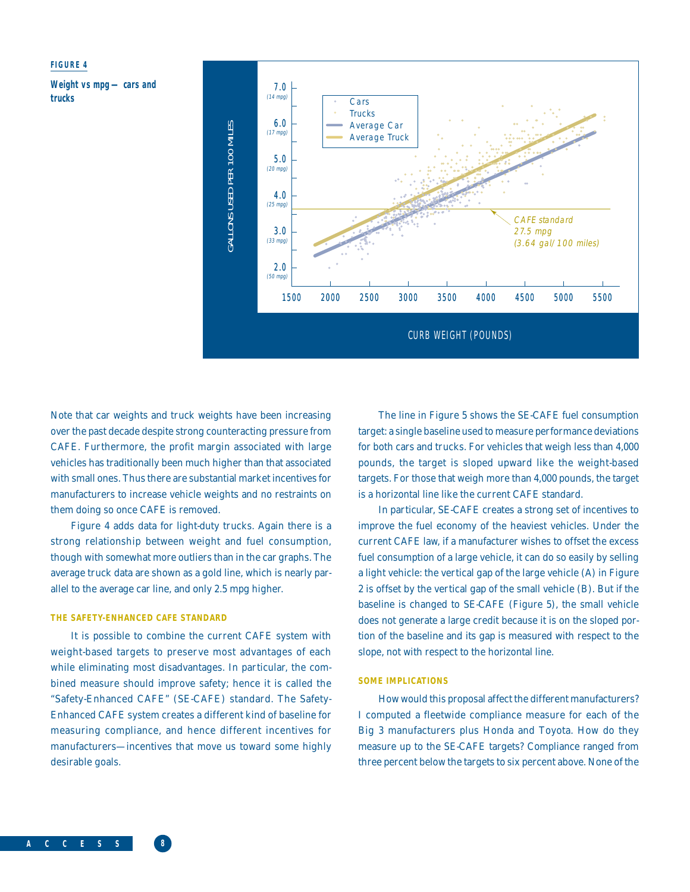**FIGURE 4**

**Weight vs mpg— cars and trucks**

Note that car weights and truck weights have been increasing over the past decade despite strong counteracting pressure from CAFE. Furthermore, the profit margin associated with large vehicles has traditionally been much higher than that associated with small ones. Thus there are substantial market incentives for manufacturers to increase vehicle weights and no restraints on them doing so once CAFE is removed.

Figure 4 adds data for light-duty trucks. Again there is a strong relationship between weight and fuel consumption, though with somewhat more outliers than in the car graphs. The average truck data are shown as a gold line, which is nearly parallel to the average car line, and only 2.5 mpg higher.

### THE SAFETY-ENHANCED CAFE STANDARD

It is possible to combine the current CAFE system with weight-based targets to preserve most advantages of each while eliminating most disadvantages. In particular, the combined measure should improve safety; hence it is called the "Safety-Enhanced CAFE" (SE-CAFE) standard. The Safety-Enhanced CAFE system creates a different kind of baseline for measuring compliance, and hence different incentives for manufacturers—incentives that move us toward some highly desirable goals.

The line in Figure 5 shows the SE-CAFE fuel consumption target: a single baseline used to measure performance deviations for both cars and trucks. For vehicles that weigh less than 4,000 pounds, the target is sloped upward like the weight-based targets. For those that weigh more than 4,000 pounds, the target is a horizontal line like the current CAFE standard.

In particular, SE-CAFE creates a strong set of incentives to improve the fuel economy of the heaviest vehicles. Under the current CAFE law, if a manufacturer wishes to offset the excess fuel consumption of a large vehicle, it can do so easily by selling a light vehicle: the vertical gap of the large vehicle (A) in Figure 2 is offset by the vertical gap of the small vehicle (B). But if the baseline is changed to SE-CAFE (Figure 5), the small vehicle does not generate a large credit because it is on the sloped portion of the baseline and its gap is measured with respect to the slope, not with respect to the horizontal line.

### SOME IMPLICATIONS

How would this proposal affect the different manufacturers? I computed a fleetwide compliance measure for each of the Big 3 manufacturers plus Honda and Toyota. How do they measure up to the SE-CAFE targets? Compliance ranged from three percent below the targets to six percent above. None of the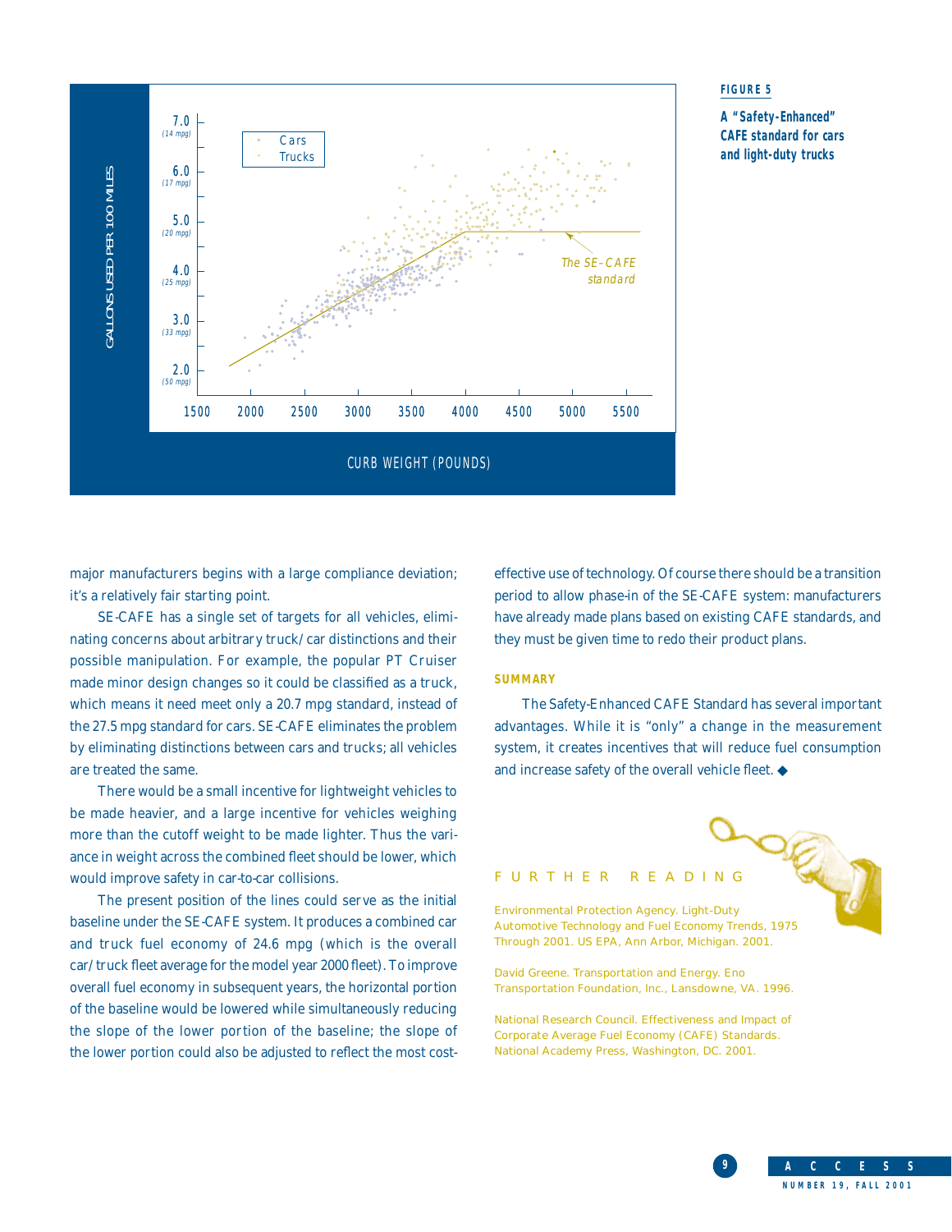GALLONS USED PER 100 MILES

7.0
(14 mpg)
6.0
(17 mpg)
5.0
(20 mpg)
4.0
(25 mpg)
3.0
(33 mpg)
2.0
(50 mpg)

Cars
Trucks

The SE-CAFE standard

1500 2000 2500 3000 3500 4000 4500 5000 5500

CURB WEIGHT (POUNDS)

**FIGURE 5**

**A "Safety-Enhanced" CAFE standard for cars and light-duty trucks**

major manufacturers begins with a large compliance deviation; it's a relatively fair starting point.

SE-CAFE has a single set of targets for all vehicles, eliminating concerns about arbitrary truck/car distinctions and their possible manipulation. For example, the popular PT Cruiser made minor design changes so it could be classified as a truck, which means it need meet only a 20.7 mpg standard, instead of the 27.5 mpg standard for cars. SE-CAFE eliminates the problem by eliminating distinctions between cars and trucks; all vehicles are treated the same.

There would be a small incentive for lightweight vehicles to be made heavier, and a large incentive for vehicles weighing more than the cutoff weight to be made lighter. Thus the variance in weight across the combined fleet should be lower, which would improve safety in car-to-car collisions.

The present position of the lines could serve as the initial baseline under the SE-CAFE system. It produces a combined car and truck fuel economy of 24.6 mpg (which is the overall car/truck fleet average for the model year 2000 fleet). To improve overall fuel economy in subsequent years, the horizontal portion of the baseline would be lowered while simultaneously reducing the slope of the lower portion of the baseline; the slope of the lower portion could also be adjusted to reflect the most cost-effective use of technology. Of course there should be a transition period to allow phase-in of the SE-CAFE system: manufacturers have already made plans based on existing CAFE standards, and they must be given time to redo their product plans.

## SUMMARY

The Safety-Enhanced CAFE Standard has several important advantages. While it is "only" a change in the measurement system, it creates incentives that will reduce fuel consumption and increase safety of the overall vehicle fleet. ◆

## FURTHER READING

Environmental Protection Agency. Light-Duty Automotive Technology and Fuel Economy Trends, 1975 Through 2001. US EPA, Ann Arbor, Michigan. 2001.

David Greene. Transportation and Energy. Eno Transportation Foundation, Inc., Lansdowne, VA. 1996.

National Research Council. Effectiveness and Impact of Corporate Average Fuel Economy (CAFE) Standards. National Academy Press, Washington, DC. 2001.